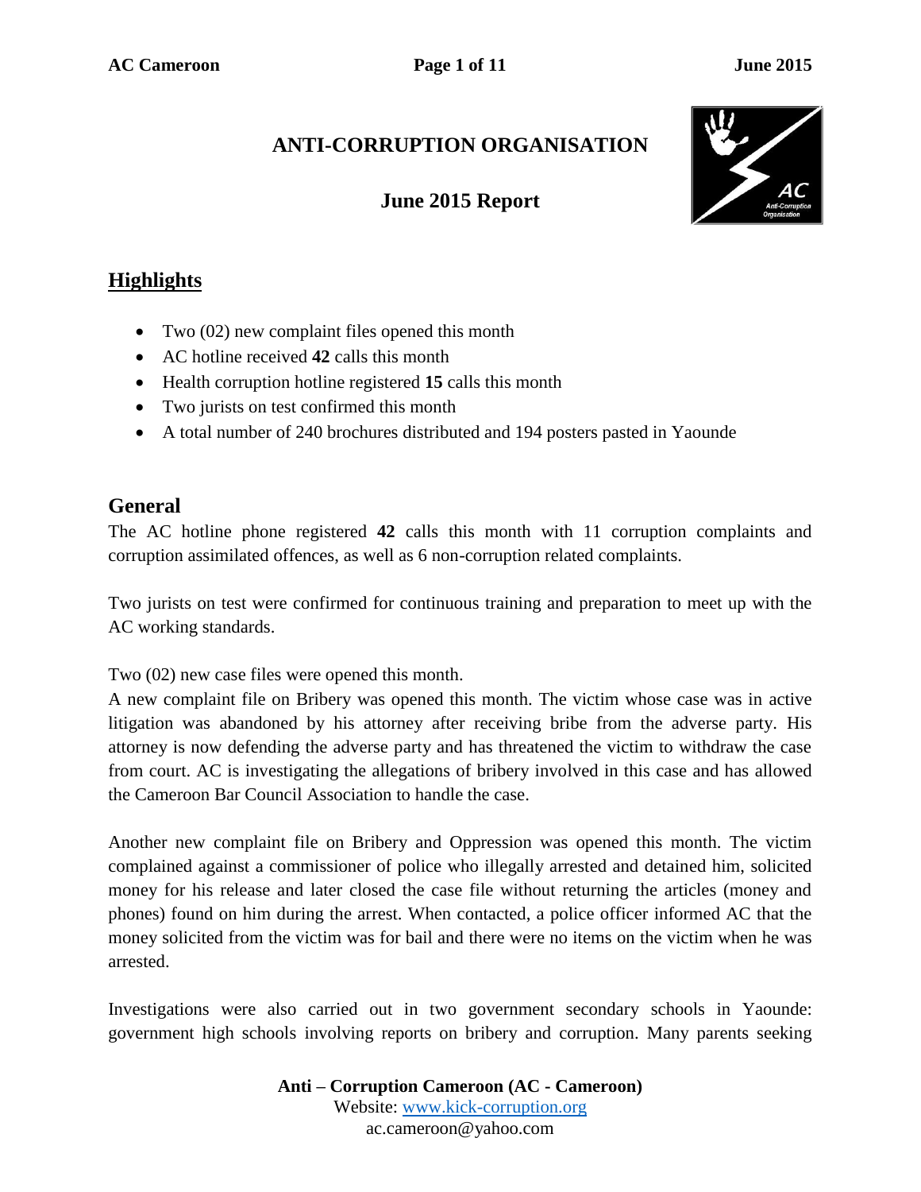# ANTI-CORRUPTION ORGANISATION

## June 2015 Report

## Highlights

- Two (02) new complaint files opened this month
- AC hotline received **42** calls this month
- Health corruption hotline registered **15** calls this month
- Two jurists on test confirmed this month
- A total number of 240 brochures distributed and 194 posters pasted in Yaounde

## General

The AC hotline phone registered **42** calls this month with 11 corruption complaints and corruption assimilated offences, as well as 6 non-corruption related complaints.

Two jurists on test were confirmed for continuous training and preparation to meet up with the AC working standards.

Two (02) new case files were opened this month.
A new complaint file on Bribery was opened this month. The victim whose case was in active litigation was abandoned by his attorney after receiving bribe from the adverse party. His attorney is now defending the adverse party and has threatened the victim to withdraw the case from court. AC is investigating the allegations of bribery involved in this case and has allowed the Cameroon Bar Council Association to handle the case.

Another new complaint file on Bribery and Oppression was opened this month. The victim complained against a commissioner of police who illegally arrested and detained him, solicited money for his release and later closed the case file without returning the articles (money and phones) found on him during the arrest. When contacted, a police officer informed AC that the money solicited from the victim was for bail and there were no items on the victim when he was arrested.

Investigations were also carried out in two government secondary schools in Yaounde: government high schools involving reports on bribery and corruption. Many parents seeking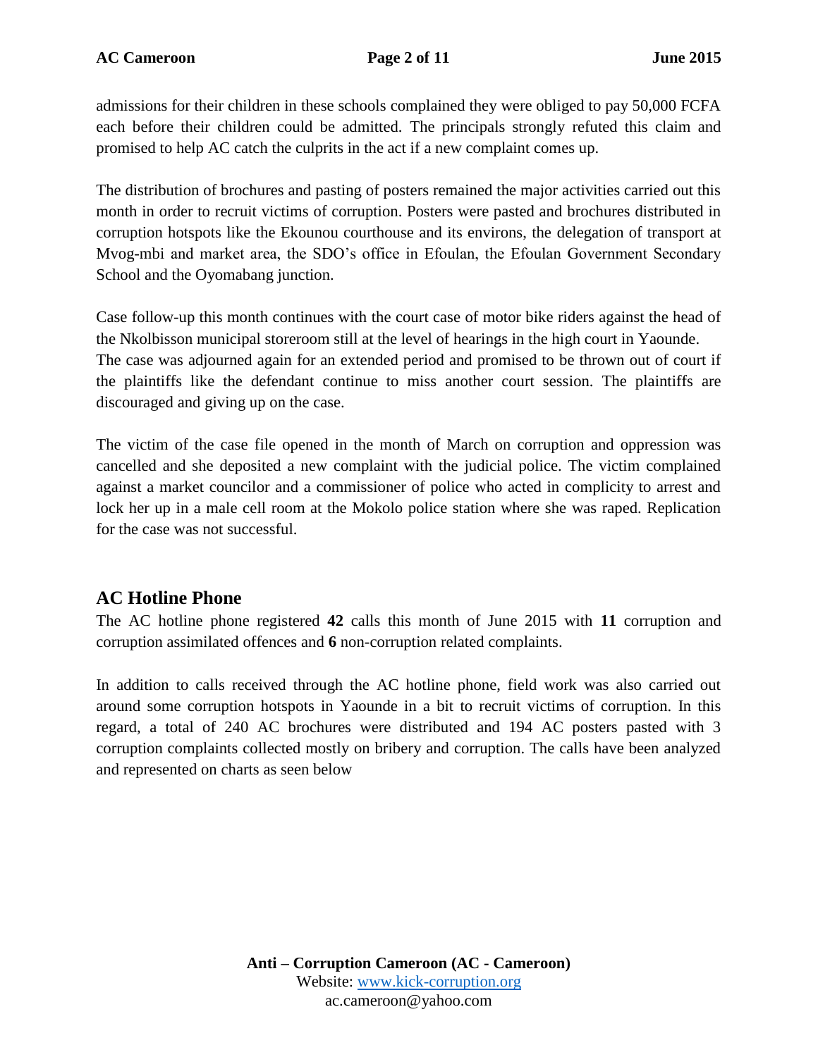admissions for their children in these schools complained they were obliged to pay 50,000 FCFA each before their children could be admitted. The principals strongly refuted this claim and promised to help AC catch the culprits in the act if a new complaint comes up.

The distribution of brochures and pasting of posters remained the major activities carried out this month in order to recruit victims of corruption. Posters were pasted and brochures distributed in corruption hotspots like the Ekounou courthouse and its environs, the delegation of transport at Mvog-mbi and market area, the SDO's office in Efoulan, the Efoulan Government Secondary School and the Oyomabang junction.

Case follow-up this month continues with the court case of motor bike riders against the head of the Nkolbisson municipal storeroom still at the level of hearings in the high court in Yaounde. The case was adjourned again for an extended period and promised to be thrown out of court if the plaintiffs like the defendant continue to miss another court session. The plaintiffs are discouraged and giving up on the case.

The victim of the case file opened in the month of March on corruption and oppression was cancelled and she deposited a new complaint with the judicial police. The victim complained against a market councilor and a commissioner of police who acted in complicity to arrest and lock her up in a male cell room at the Mokolo police station where she was raped. Replication for the case was not successful.

## AC Hotline Phone

The AC hotline phone registered **42** calls this month of June 2015 with **11** corruption and corruption assimilated offences and **6** non-corruption related complaints.

In addition to calls received through the AC hotline phone, field work was also carried out around some corruption hotspots in Yaounde in a bit to recruit victims of corruption. In this regard, a total of 240 AC brochures were distributed and 194 AC posters pasted with 3 corruption complaints collected mostly on bribery and corruption. The calls have been analyzed and represented on charts as seen below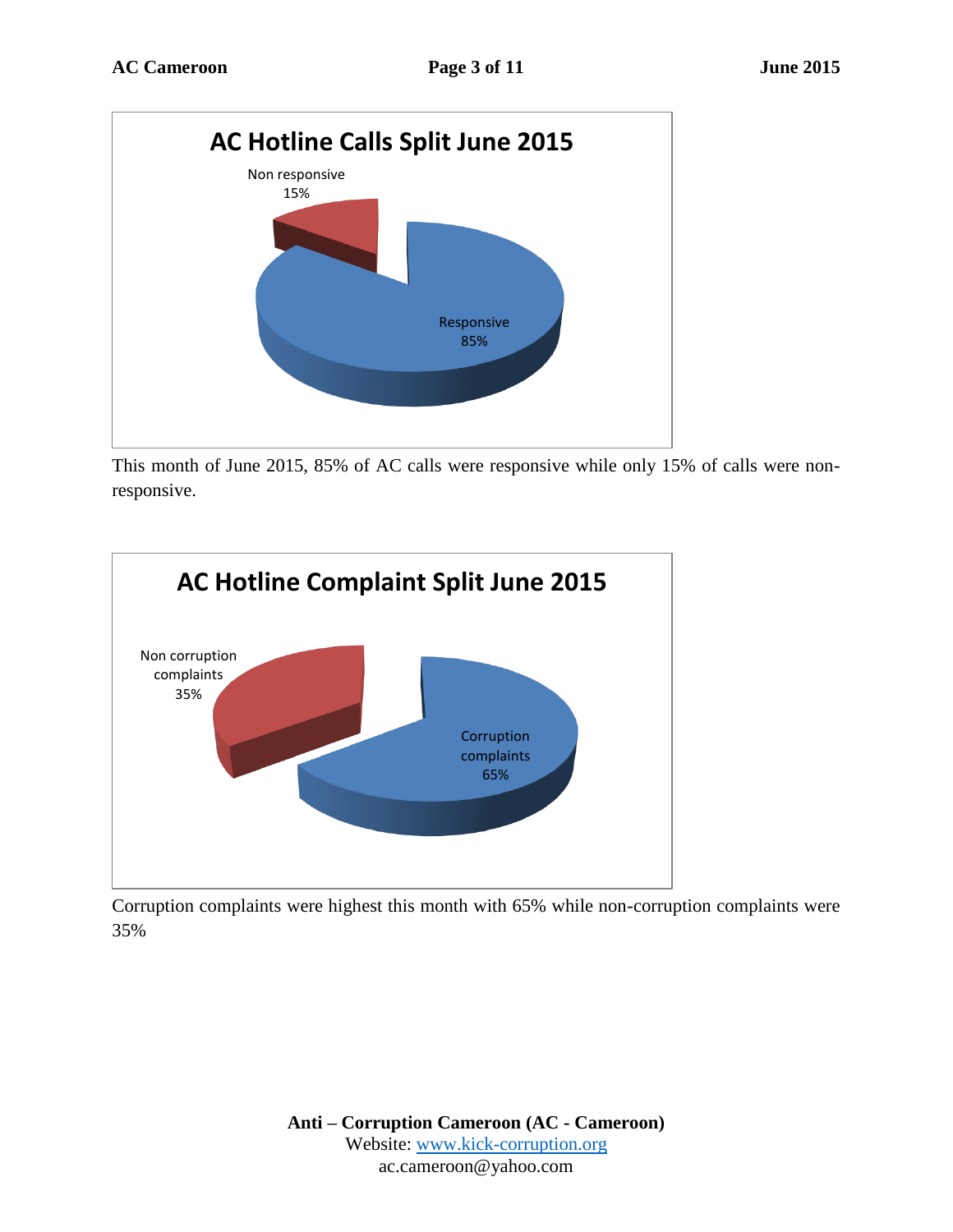**AC Hotline Calls Split June 2015**

Non responsive 15%

Responsive 85%

This month of June 2015, 85% of AC calls were responsive while only 15% of calls were non-responsive.

**AC Hotline Complaint Split June 2015**

Non corruption complaints 35%

Corruption complaints 65%

Corruption complaints were highest this month with 65% while non-corruption complaints were 35%

**Anti – Corruption Cameroon (AC - Cameroon)**
Website: www.kick-corruption.org
ac.cameroon@yahoo.com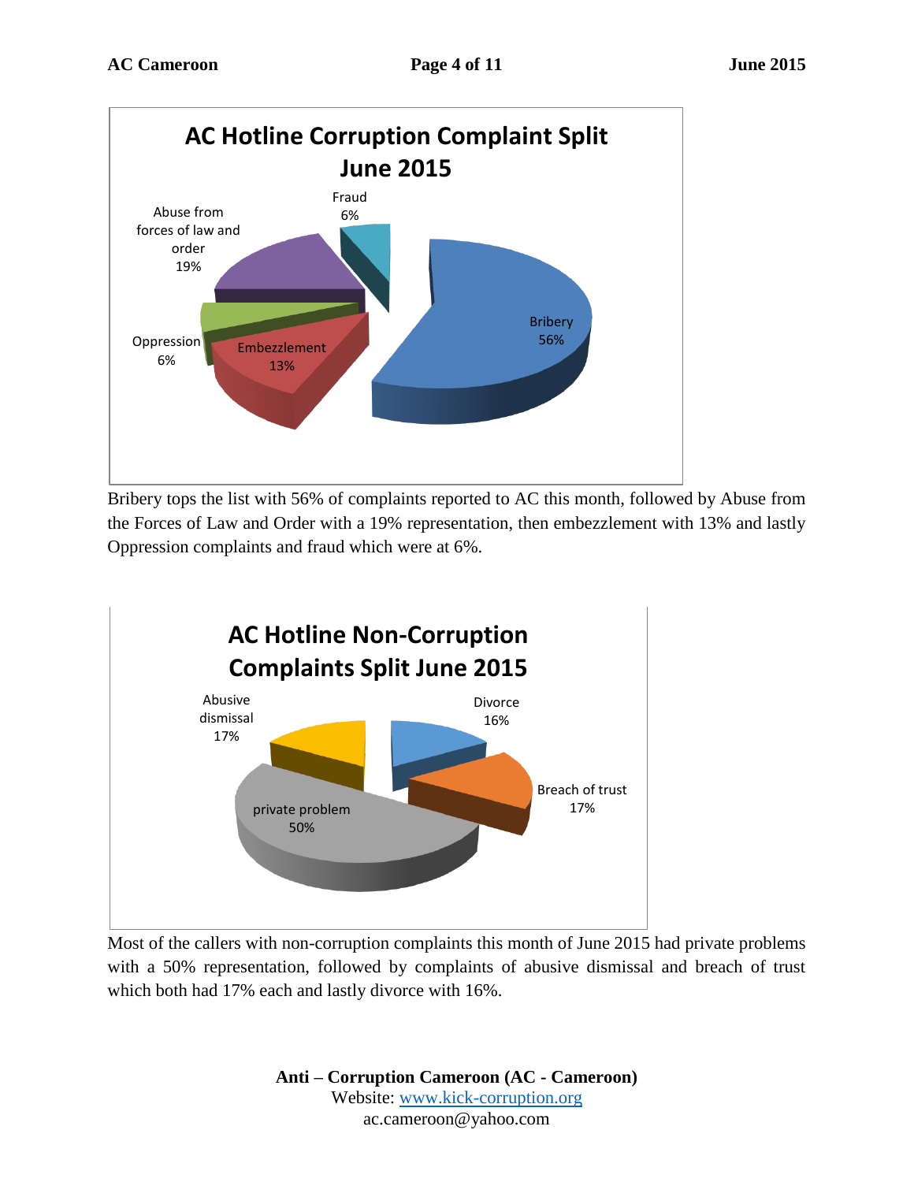**AC Hotline Corruption Complaint Split June 2015**

| Category | Share |
|---|---|
| Bribery | 56% |
| Abuse from forces of law and order | 19% |
| Embezzlement | 13% |
| Oppression | 6% |
| Fraud | 6% |

Bribery tops the list with 56% of complaints reported to AC this month, followed by Abuse from the Forces of Law and Order with a 19% representation, then embezzlement with 13% and lastly Oppression complaints and fraud which were at 6%.

**AC Hotline Non-Corruption Complaints Split June 2015**

| Category | Share |
|---|---|
| private problem | 50% |
| Abusive dismissal | 17% |
| Breach of trust | 17% |
| Divorce | 16% |

Most of the callers with non-corruption complaints this month of June 2015 had private problems with a 50% representation, followed by complaints of abusive dismissal and breach of trust which both had 17% each and lastly divorce with 16%.

**Anti – Corruption Cameroon (AC - Cameroon)**
Website: www.kick-corruption.org
ac.cameroon@yahoo.com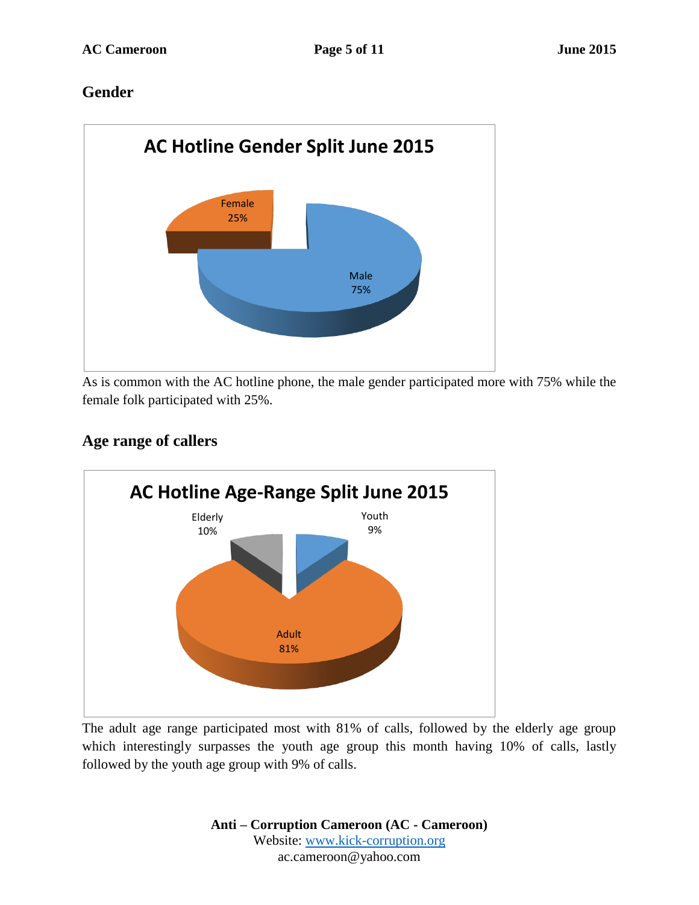## Gender

**AC Hotline Gender Split June 2015**

Female 25%

Male 75%

As is common with the AC hotline phone, the male gender participated more with 75% while the female folk participated with 25%.

## Age range of callers

**AC Hotline Age-Range Split June 2015**

Elderly 10%

Youth 9%

Adult 81%

The adult age range participated most with 81% of calls, followed by the elderly age group which interestingly surpasses the youth age group this month having 10% of calls, lastly followed by the youth age group with 9% of calls.

**Anti – Corruption Cameroon (AC - Cameroon)**
Website: www.kick-corruption.org
ac.cameroon@yahoo.com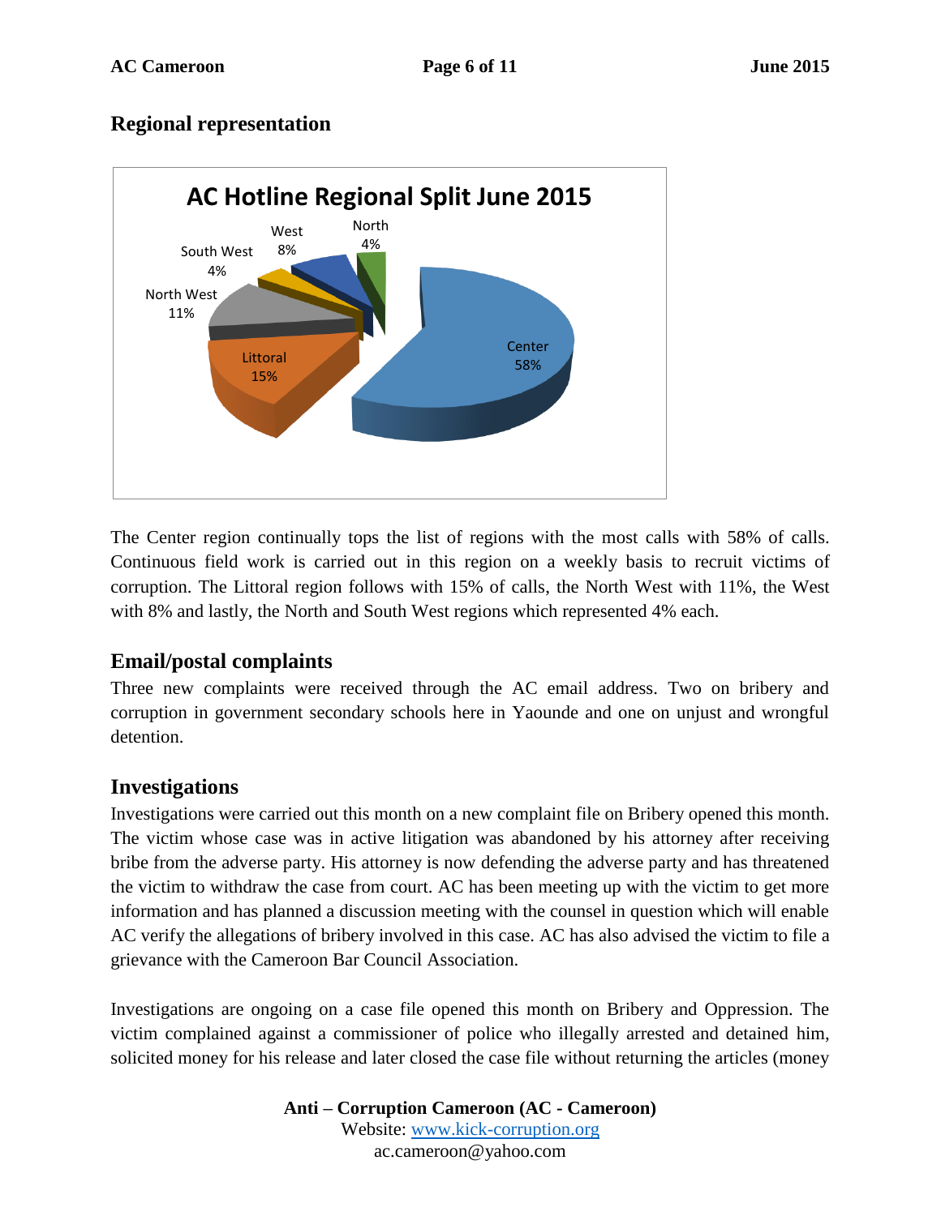## Regional representation

The Center region continually tops the list of regions with the most calls with 58% of calls. Continuous field work is carried out in this region on a weekly basis to recruit victims of corruption. The Littoral region follows with 15% of calls, the North West with 11%, the West with 8% and lastly, the North and South West regions which represented 4% each.

## Email/postal complaints

Three new complaints were received through the AC email address. Two on bribery and corruption in government secondary schools here in Yaounde and one on unjust and wrongful detention.

## Investigations

Investigations were carried out this month on a new complaint file on Bribery opened this month. The victim whose case was in active litigation was abandoned by his attorney after receiving bribe from the adverse party. His attorney is now defending the adverse party and has threatened the victim to withdraw the case from court. AC has been meeting up with the victim to get more information and has planned a discussion meeting with the counsel in question which will enable AC verify the allegations of bribery involved in this case. AC has also advised the victim to file a grievance with the Cameroon Bar Council Association.

Investigations are ongoing on a case file opened this month on Bribery and Oppression. The victim complained against a commissioner of police who illegally arrested and detained him, solicited money for his release and later closed the case file without returning the articles (money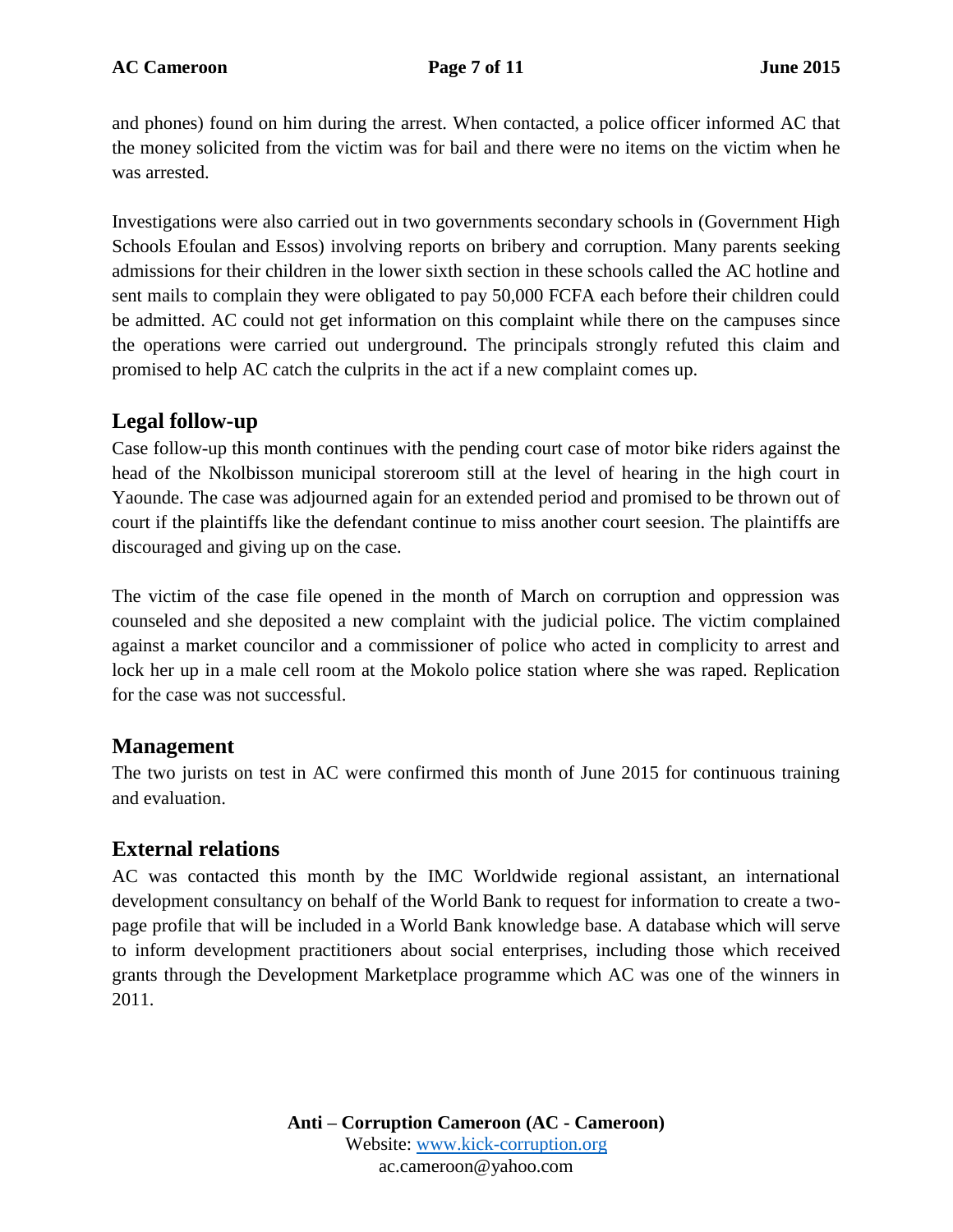and phones) found on him during the arrest. When contacted, a police officer informed AC that the money solicited from the victim was for bail and there were no items on the victim when he was arrested.

Investigations were also carried out in two governments secondary schools in (Government High Schools Efoulan and Essos) involving reports on bribery and corruption. Many parents seeking admissions for their children in the lower sixth section in these schools called the AC hotline and sent mails to complain they were obligated to pay 50,000 FCFA each before their children could be admitted. AC could not get information on this complaint while there on the campuses since the operations were carried out underground. The principals strongly refuted this claim and promised to help AC catch the culprits in the act if a new complaint comes up.

## Legal follow-up

Case follow-up this month continues with the pending court case of motor bike riders against the head of the Nkolbisson municipal storeroom still at the level of hearing in the high court in Yaounde. The case was adjourned again for an extended period and promised to be thrown out of court if the plaintiffs like the defendant continue to miss another court seesion. The plaintiffs are discouraged and giving up on the case.

The victim of the case file opened in the month of March on corruption and oppression was counseled and she deposited a new complaint with the judicial police. The victim complained against a market councilor and a commissioner of police who acted in complicity to arrest and lock her up in a male cell room at the Mokolo police station where she was raped. Replication for the case was not successful.

## Management

The two jurists on test in AC were confirmed this month of June 2015 for continuous training and evaluation.

## External relations

AC was contacted this month by the IMC Worldwide regional assistant, an international development consultancy on behalf of the World Bank to request for information to create a two-page profile that will be included in a World Bank knowledge base. A database which will serve to inform development practitioners about social enterprises, including those which received grants through the Development Marketplace programme which AC was one of the winners in 2011.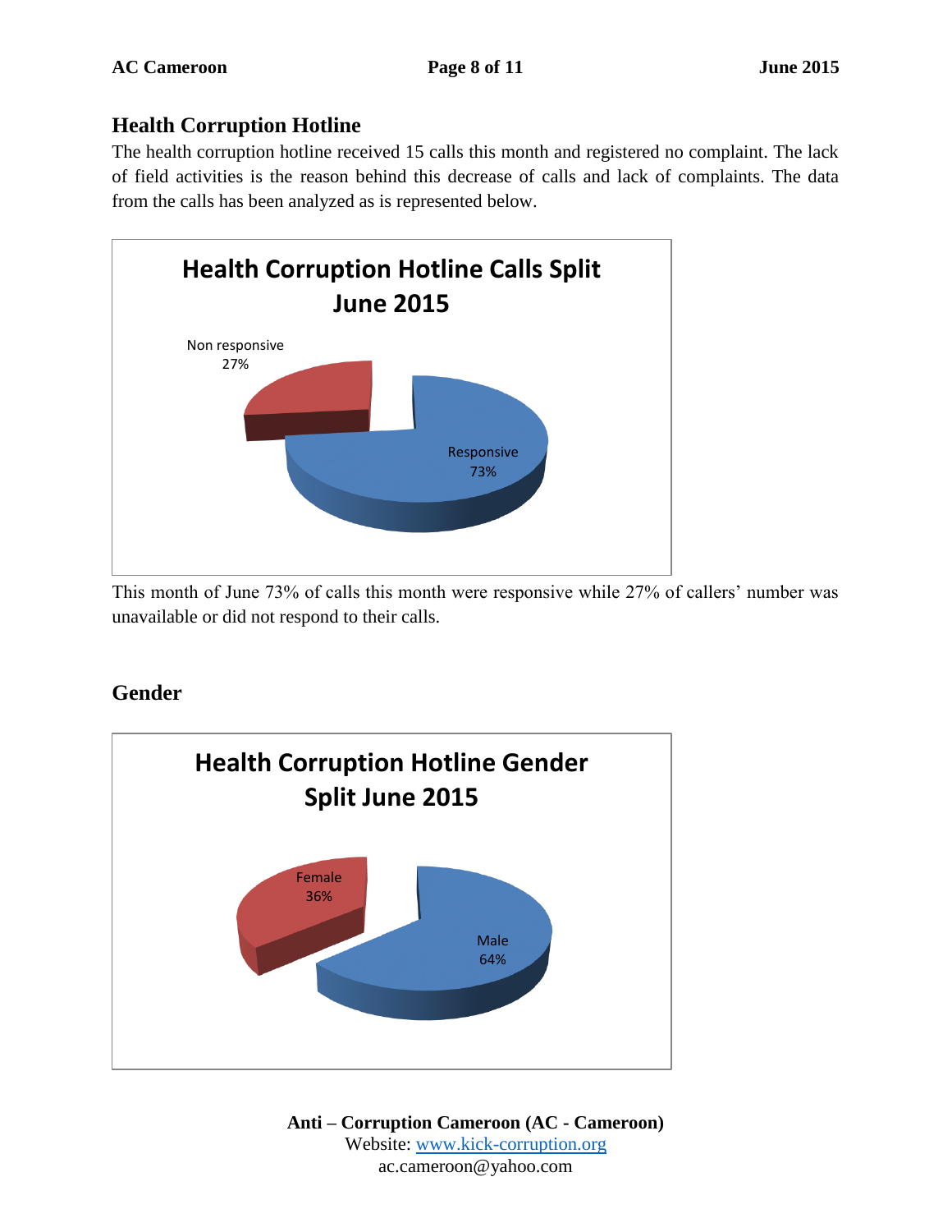## Health Corruption Hotline

The health corruption hotline received 15 calls this month and registered no complaint. The lack of field activities is the reason behind this decrease of calls and lack of complaints. The data from the calls has been analyzed as is represented below.

**Health Corruption Hotline Calls Split June 2015**

| Category | Percentage |
| --- | --- |
| Non responsive | 27% |
| Responsive | 73% |

This month of June 73% of calls this month were responsive while 27% of callers' number was unavailable or did not respond to their calls.

## Gender

**Health Corruption Hotline Gender Split June 2015**

| Gender | Percentage |
| --- | --- |
| Female | 36% |
| Male | 64% |

**Anti – Corruption Cameroon (AC - Cameroon)**
Website: www.kick-corruption.org
ac.cameroon@yahoo.com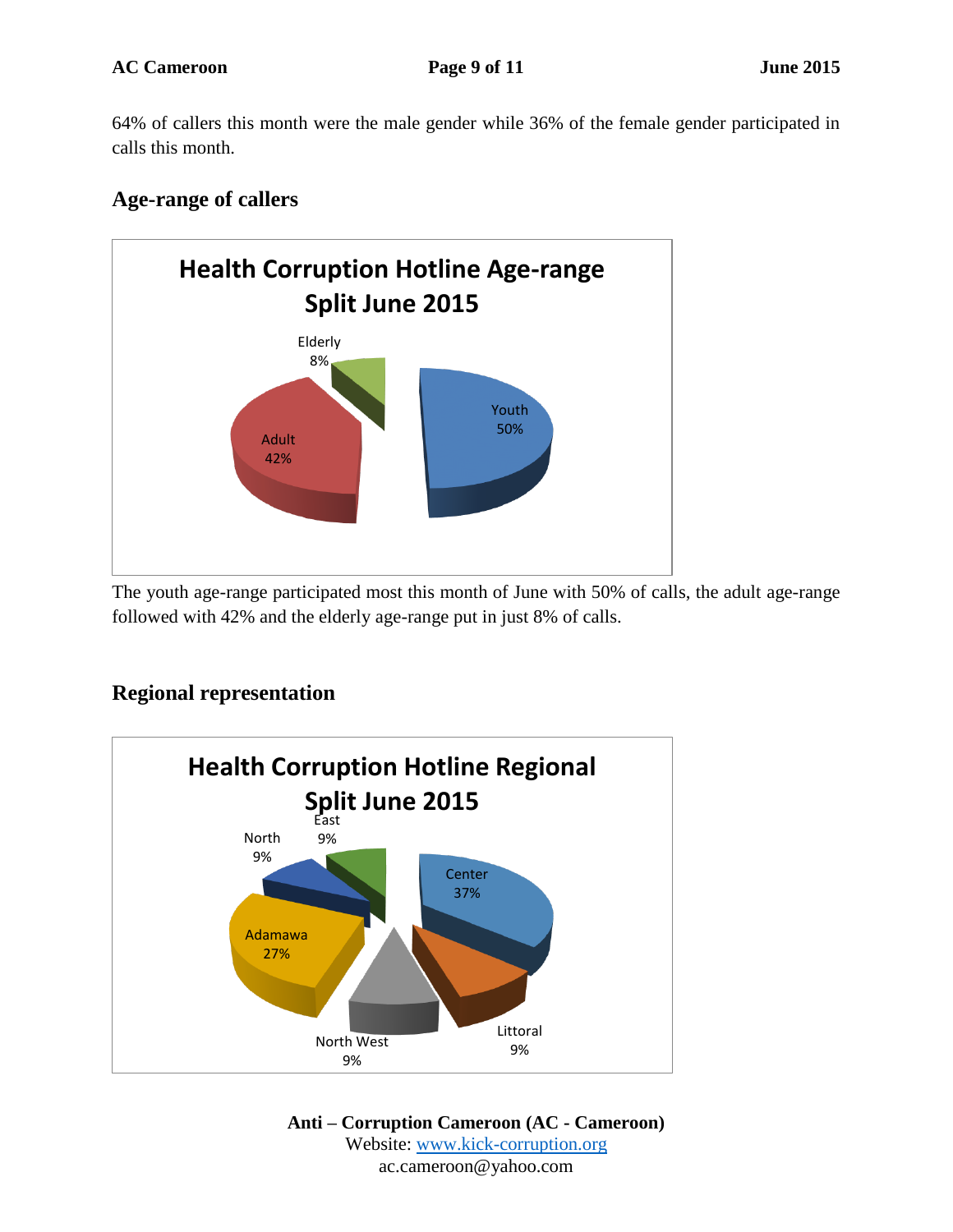64% of callers this month were the male gender while 36% of the female gender participated in calls this month.

## Age-range of callers

**Health Corruption Hotline Age-range Split June 2015**

| Age-range | Share |
|---|---|
| Youth | 50% |
| Adult | 42% |
| Elderly | 8% |

The youth age-range participated most this month of June with 50% of calls, the adult age-range followed with 42% and the elderly age-range put in just 8% of calls.

## Regional representation

**Health Corruption Hotline Regional Split June 2015**

| Region | Share |
|---|---|
| Center | 37% |
| Littoral | 9% |
| North West | 9% |
| Adamawa | 27% |
| North | 9% |
| East | 9% |

**Anti – Corruption Cameroon (AC - Cameroon)**
Website: www.kick-corruption.org
ac.cameroon@yahoo.com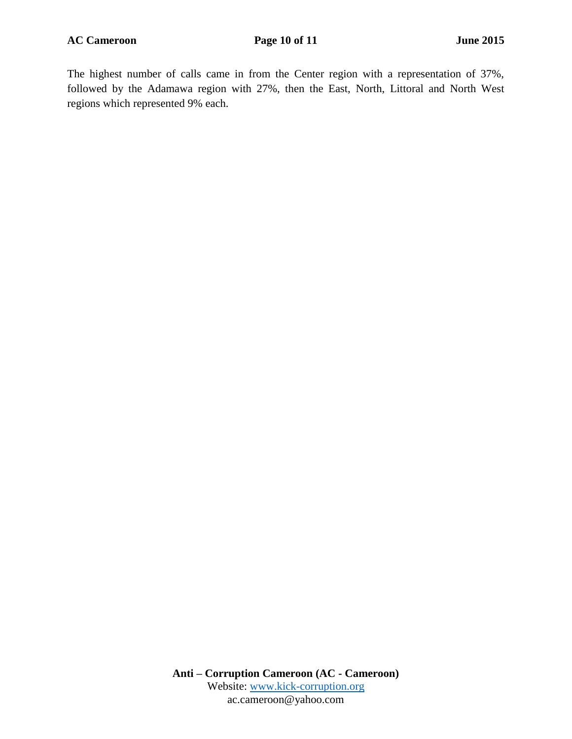The highest number of calls came in from the Center region with a representation of 37%, followed by the Adamawa region with 27%, then the East, North, Littoral and North West regions which represented 9% each.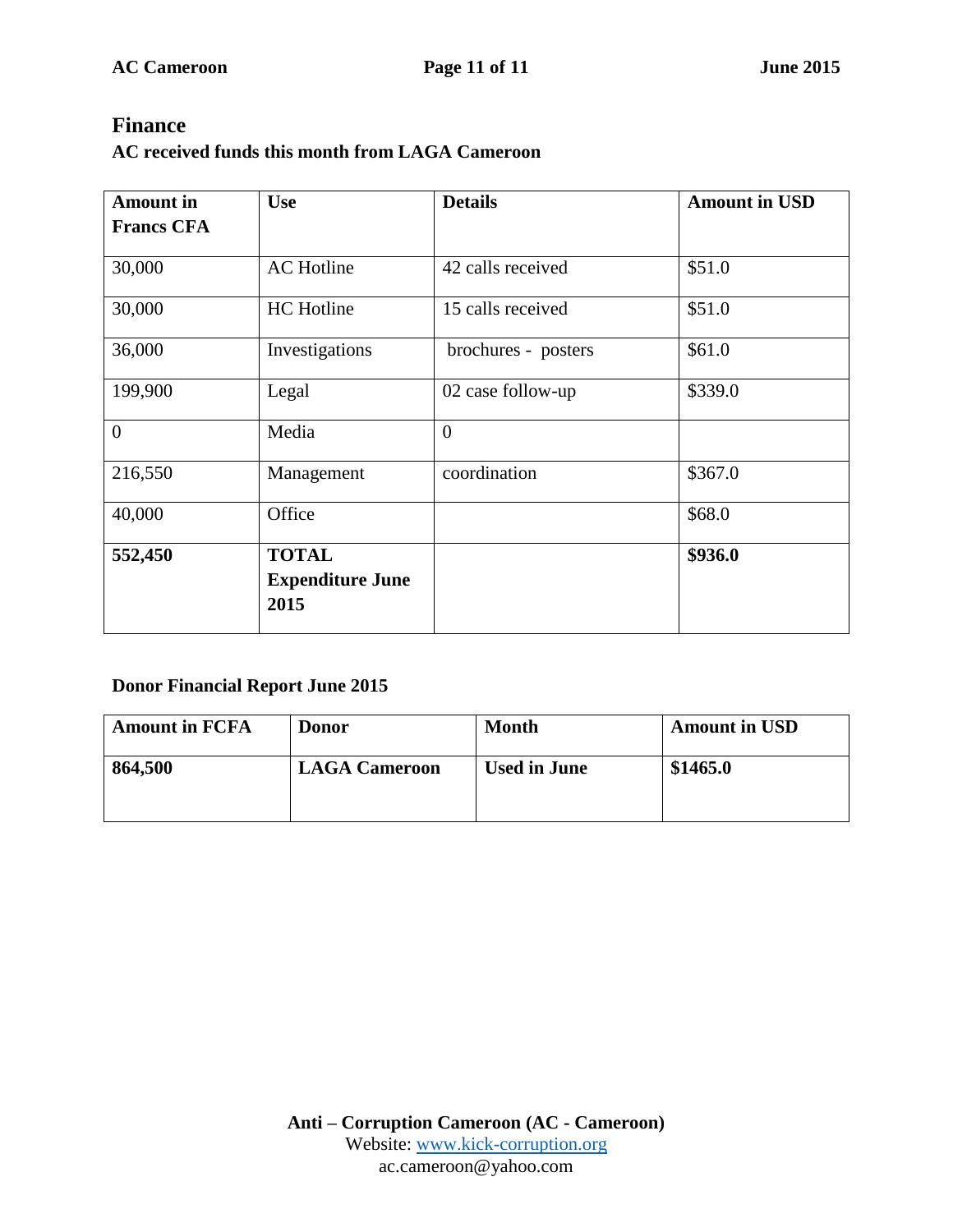## Finance

**AC received funds this month from LAGA Cameroon**

| **Amount in Francs CFA** | **Use** | **Details** | **Amount in USD** |
|---|---|---|---|
| 30,000 | AC Hotline | 42 calls received | $51.0 |
| 30,000 | HC Hotline | 15 calls received | $51.0 |
| 36,000 | Investigations | brochures - posters | $61.0 |
| 199,900 | Legal | 02 case follow-up | $339.0 |
| 0 | Media | 0 | |
| 216,550 | Management | coordination | $367.0 |
| 40,000 | Office | | $68.0 |
| **552,450** | **TOTAL Expenditure June 2015** | | **$936.0** |

**Donor Financial Report June 2015**

| **Amount in FCFA** | **Donor** | **Month** | **Amount in USD** |
|---|---|---|---|
| **864,500** | **LAGA Cameroon** | **Used in June** | **$1465.0** |

**Anti – Corruption Cameroon (AC - Cameroon)**
Website: [www.kick-corruption.org](http://www.kick-corruption.org)
ac.cameroon@yahoo.com